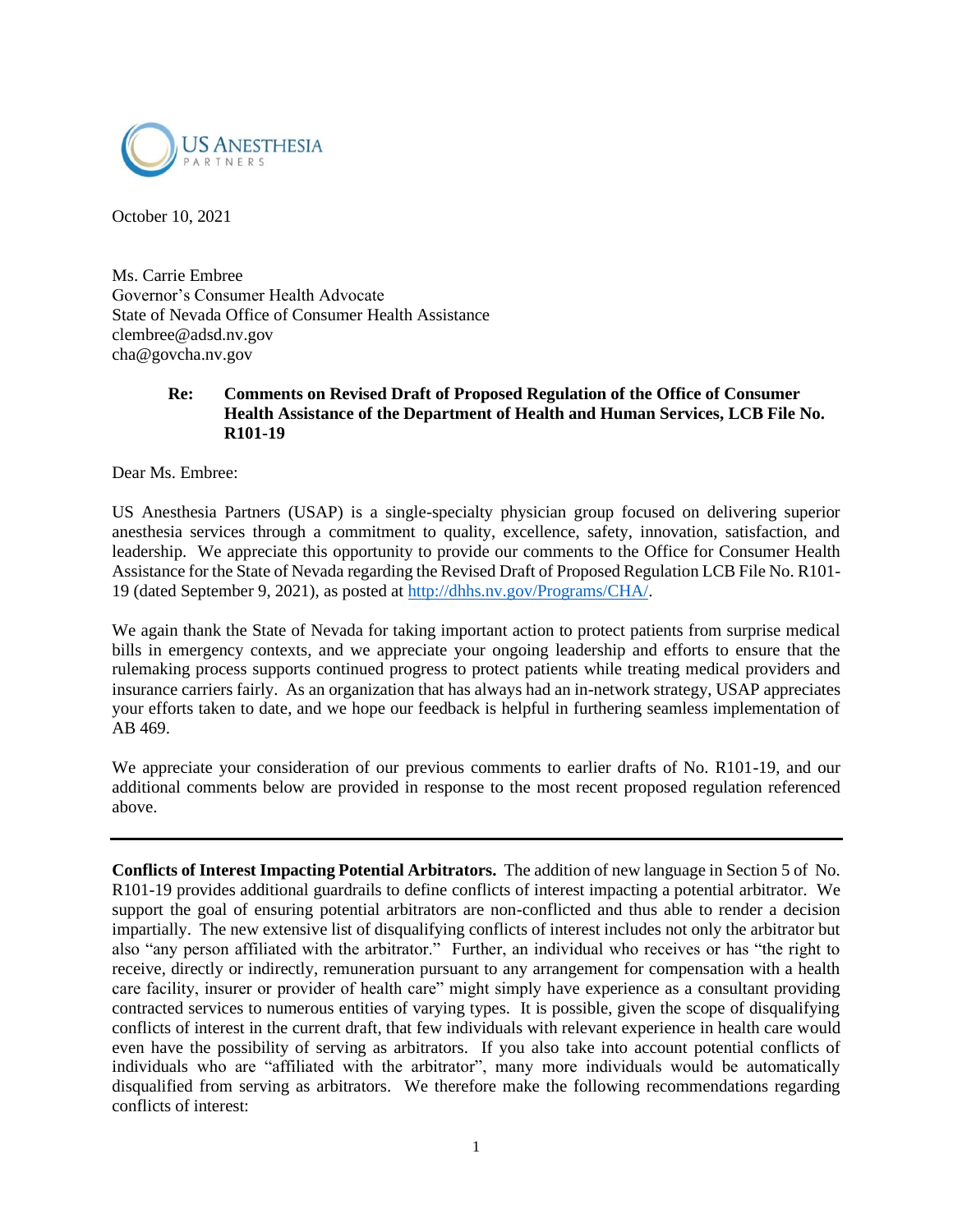US ANESTHESIA PARTNERS

October 10, 2021

Ms. Carrie Embree
Governor's Consumer Health Advocate
State of Nevada Office of Consumer Health Assistance
clembree@adsd.nv.gov
cha@govcha.nv.gov

**Re: Comments on Revised Draft of Proposed Regulation of the Office of Consumer Health Assistance of the Department of Health and Human Services, LCB File No. R101-19**

Dear Ms. Embree:

US Anesthesia Partners (USAP) is a single-specialty physician group focused on delivering superior anesthesia services through a commitment to quality, excellence, safety, innovation, satisfaction, and leadership. We appreciate this opportunity to provide our comments to the Office for Consumer Health Assistance for the State of Nevada regarding the Revised Draft of Proposed Regulation LCB File No. R101-19 (dated September 9, 2021), as posted at [http://dhhs.nv.gov/Programs/CHA/](http://dhhs.nv.gov/Programs/CHA/).

We again thank the State of Nevada for taking important action to protect patients from surprise medical bills in emergency contexts, and we appreciate your ongoing leadership and efforts to ensure that the rulemaking process supports continued progress to protect patients while treating medical providers and insurance carriers fairly. As an organization that has always had an in-network strategy, USAP appreciates your efforts taken to date, and we hope our feedback is helpful in furthering seamless implementation of AB 469.

We appreciate your consideration of our previous comments to earlier drafts of No. R101-19, and our additional comments below are provided in response to the most recent proposed regulation referenced above.

---

**Conflicts of Interest Impacting Potential Arbitrators.** The addition of new language in Section 5 of No. R101-19 provides additional guardrails to define conflicts of interest impacting a potential arbitrator. We support the goal of ensuring potential arbitrators are non-conflicted and thus able to render a decision impartially. The new extensive list of disqualifying conflicts of interest includes not only the arbitrator but also "any person affiliated with the arbitrator." Further, an individual who receives or has "the right to receive, directly or indirectly, remuneration pursuant to any arrangement for compensation with a health care facility, insurer or provider of health care" might simply have experience as a consultant providing contracted services to numerous entities of varying types. It is possible, given the scope of disqualifying conflicts of interest in the current draft, that few individuals with relevant experience in health care would even have the possibility of serving as arbitrators. If you also take into account potential conflicts of individuals who are "affiliated with the arbitrator", many more individuals would be automatically disqualified from serving as arbitrators. We therefore make the following recommendations regarding conflicts of interest: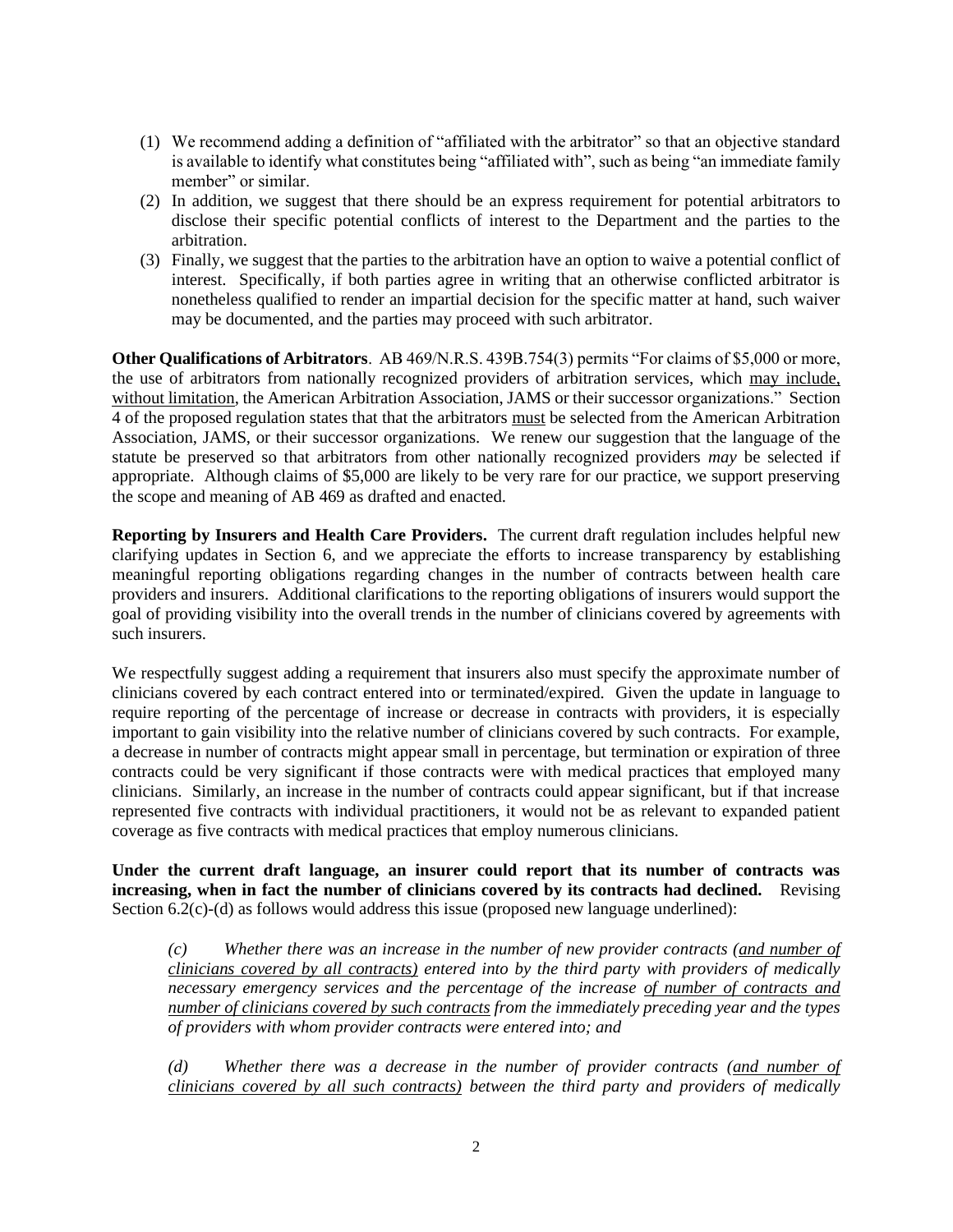(1) We recommend adding a definition of "affiliated with the arbitrator" so that an objective standard is available to identify what constitutes being "affiliated with", such as being "an immediate family member" or similar.

(2) In addition, we suggest that there should be an express requirement for potential arbitrators to disclose their specific potential conflicts of interest to the Department and the parties to the arbitration.

(3) Finally, we suggest that the parties to the arbitration have an option to waive a potential conflict of interest. Specifically, if both parties agree in writing that an otherwise conflicted arbitrator is nonetheless qualified to render an impartial decision for the specific matter at hand, such waiver may be documented, and the parties may proceed with such arbitrator.

**Other Qualifications of Arbitrators**. AB 469/N.R.S. 439B.754(3) permits "For claims of $5,000 or more, the use of arbitrators from nationally recognized providers of arbitration services, which <u>may include, without limitation</u>, the American Arbitration Association, JAMS or their successor organizations." Section 4 of the proposed regulation states that that the arbitrators <u>must</u> be selected from the American Arbitration Association, JAMS, or their successor organizations. We renew our suggestion that the language of the statute be preserved so that arbitrators from other nationally recognized providers *may* be selected if appropriate. Although claims of $5,000 are likely to be very rare for our practice, we support preserving the scope and meaning of AB 469 as drafted and enacted.

**Reporting by Insurers and Health Care Providers.** The current draft regulation includes helpful new clarifying updates in Section 6, and we appreciate the efforts to increase transparency by establishing meaningful reporting obligations regarding changes in the number of contracts between health care providers and insurers. Additional clarifications to the reporting obligations of insurers would support the goal of providing visibility into the overall trends in the number of clinicians covered by agreements with such insurers.

We respectfully suggest adding a requirement that insurers also must specify the approximate number of clinicians covered by each contract entered into or terminated/expired. Given the update in language to require reporting of the percentage of increase or decrease in contracts with providers, it is especially important to gain visibility into the relative number of clinicians covered by such contracts. For example, a decrease in number of contracts might appear small in percentage, but termination or expiration of three contracts could be very significant if those contracts were with medical practices that employed many clinicians. Similarly, an increase in the number of contracts could appear significant, but if that increase represented five contracts with individual practitioners, it would not be as relevant to expanded patient coverage as five contracts with medical practices that employ numerous clinicians.

**Under the current draft language, an insurer could report that its number of contracts was increasing, when in fact the number of clinicians covered by its contracts had declined.** Revising Section 6.2(c)-(d) as follows would address this issue (proposed new language underlined):

> *(c) Whether there was an increase in the number of new provider contracts (<u>and number of clinicians covered by all contracts)</u> entered into by the third party with providers of medically necessary emergency services and the percentage of the increase <u>of number of contracts and number of clinicians covered by such contracts</u> from the immediately preceding year and the types of providers with whom provider contracts were entered into; and*
>
> *(d) Whether there was a decrease in the number of provider contracts (<u>and number of clinicians covered by all such contracts)</u> between the third party and providers of medically*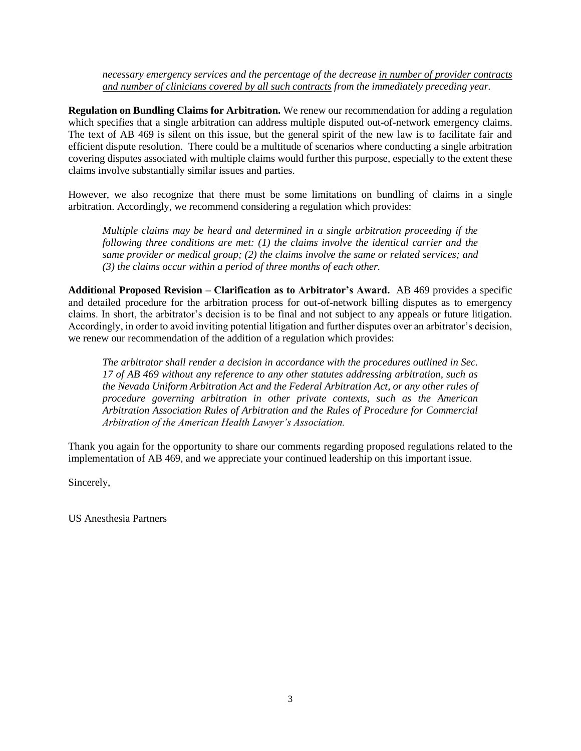*necessary emergency services and the percentage of the decrease <u>in number of provider contracts and number of clinicians covered by all such contracts</u> from the immediately preceding year.*

**Regulation on Bundling Claims for Arbitration.** We renew our recommendation for adding a regulation which specifies that a single arbitration can address multiple disputed out-of-network emergency claims. The text of AB 469 is silent on this issue, but the general spirit of the new law is to facilitate fair and efficient dispute resolution. There could be a multitude of scenarios where conducting a single arbitration covering disputes associated with multiple claims would further this purpose, especially to the extent these claims involve substantially similar issues and parties.

However, we also recognize that there must be some limitations on bundling of claims in a single arbitration. Accordingly, we recommend considering a regulation which provides:

> *Multiple claims may be heard and determined in a single arbitration proceeding if the following three conditions are met: (1) the claims involve the identical carrier and the same provider or medical group; (2) the claims involve the same or related services; and (3) the claims occur within a period of three months of each other.*

**Additional Proposed Revision – Clarification as to Arbitrator's Award.** AB 469 provides a specific and detailed procedure for the arbitration process for out-of-network billing disputes as to emergency claims. In short, the arbitrator's decision is to be final and not subject to any appeals or future litigation. Accordingly, in order to avoid inviting potential litigation and further disputes over an arbitrator's decision, we renew our recommendation of the addition of a regulation which provides:

> *The arbitrator shall render a decision in accordance with the procedures outlined in Sec. 17 of AB 469 without any reference to any other statutes addressing arbitration, such as the Nevada Uniform Arbitration Act and the Federal Arbitration Act, or any other rules of procedure governing arbitration in other private contexts, such as the American Arbitration Association Rules of Arbitration and the Rules of Procedure for Commercial Arbitration of the American Health Lawyer's Association.*

Thank you again for the opportunity to share our comments regarding proposed regulations related to the implementation of AB 469, and we appreciate your continued leadership on this important issue.

Sincerely,

US Anesthesia Partners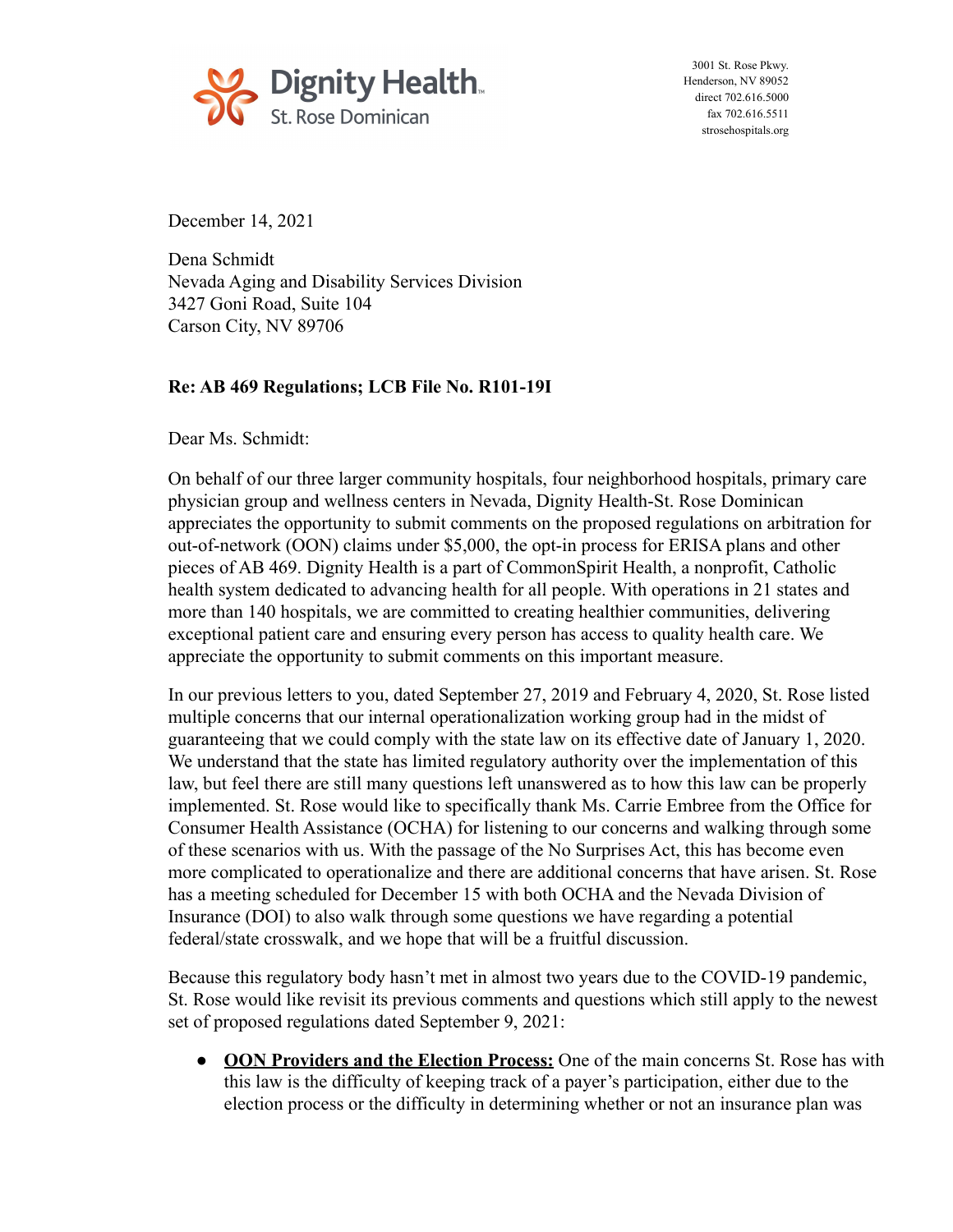Dignity Health. St. Rose Dominican

3001 St. Rose Pkwy.
Henderson, NV 89052
direct 702.616.5000
fax 702.616.5511
strosehospitals.org

December 14, 2021

Dena Schmidt
Nevada Aging and Disability Services Division
3427 Goni Road, Suite 104
Carson City, NV 89706

**Re: AB 469 Regulations; LCB File No. R101-19I**

Dear Ms. Schmidt:

On behalf of our three larger community hospitals, four neighborhood hospitals, primary care physician group and wellness centers in Nevada, Dignity Health-St. Rose Dominican appreciates the opportunity to submit comments on the proposed regulations on arbitration for out-of-network (OON) claims under $5,000, the opt-in process for ERISA plans and other pieces of AB 469. Dignity Health is a part of CommonSpirit Health, a nonprofit, Catholic health system dedicated to advancing health for all people. With operations in 21 states and more than 140 hospitals, we are committed to creating healthier communities, delivering exceptional patient care and ensuring every person has access to quality health care. We appreciate the opportunity to submit comments on this important measure.

In our previous letters to you, dated September 27, 2019 and February 4, 2020, St. Rose listed multiple concerns that our internal operationalization working group had in the midst of guaranteeing that we could comply with the state law on its effective date of January 1, 2020. We understand that the state has limited regulatory authority over the implementation of this law, but feel there are still many questions left unanswered as to how this law can be properly implemented. St. Rose would like to specifically thank Ms. Carrie Embree from the Office for Consumer Health Assistance (OCHA) for listening to our concerns and walking through some of these scenarios with us. With the passage of the No Surprises Act, this has become even more complicated to operationalize and there are additional concerns that have arisen. St. Rose has a meeting scheduled for December 15 with both OCHA and the Nevada Division of Insurance (DOI) to also walk through some questions we have regarding a potential federal/state crosswalk, and we hope that will be a fruitful discussion.

Because this regulatory body hasn't met in almost two years due to the COVID-19 pandemic, St. Rose would like revisit its previous comments and questions which still apply to the newest set of proposed regulations dated September 9, 2021:

- **OON Providers and the Election Process:** One of the main concerns St. Rose has with this law is the difficulty of keeping track of a payer's participation, either due to the election process or the difficulty in determining whether or not an insurance plan was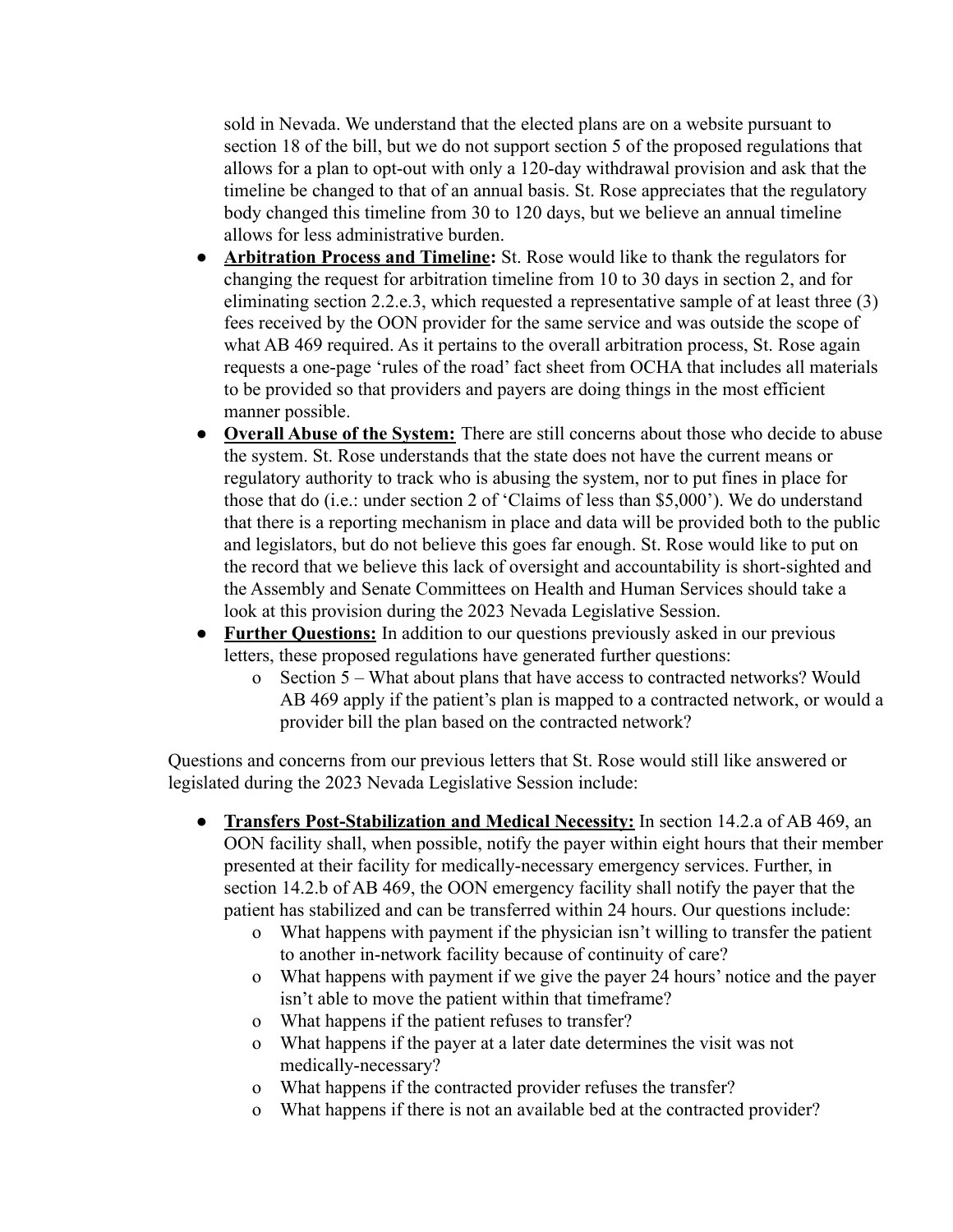sold in Nevada. We understand that the elected plans are on a website pursuant to section 18 of the bill, but we do not support section 5 of the proposed regulations that allows for a plan to opt-out with only a 120-day withdrawal provision and ask that the timeline be changed to that of an annual basis. St. Rose appreciates that the regulatory body changed this timeline from 30 to 120 days, but we believe an annual timeline allows for less administrative burden.

- **Arbitration Process and Timeline:** St. Rose would like to thank the regulators for changing the request for arbitration timeline from 10 to 30 days in section 2, and for eliminating section 2.2.e.3, which requested a representative sample of at least three (3) fees received by the OON provider for the same service and was outside the scope of what AB 469 required. As it pertains to the overall arbitration process, St. Rose again requests a one-page 'rules of the road' fact sheet from OCHA that includes all materials to be provided so that providers and payers are doing things in the most efficient manner possible.
- **Overall Abuse of the System:** There are still concerns about those who decide to abuse the system. St. Rose understands that the state does not have the current means or regulatory authority to track who is abusing the system, nor to put fines in place for those that do (i.e.: under section 2 of 'Claims of less than $5,000'). We do understand that there is a reporting mechanism in place and data will be provided both to the public and legislators, but do not believe this goes far enough. St. Rose would like to put on the record that we believe this lack of oversight and accountability is short-sighted and the Assembly and Senate Committees on Health and Human Services should take a look at this provision during the 2023 Nevada Legislative Session.
- **Further Questions:** In addition to our questions previously asked in our previous letters, these proposed regulations have generated further questions:
    - Section 5 – What about plans that have access to contracted networks? Would AB 469 apply if the patient's plan is mapped to a contracted network, or would a provider bill the plan based on the contracted network?

Questions and concerns from our previous letters that St. Rose would still like answered or legislated during the 2023 Nevada Legislative Session include:

- **Transfers Post-Stabilization and Medical Necessity:** In section 14.2.a of AB 469, an OON facility shall, when possible, notify the payer within eight hours that their member presented at their facility for medically-necessary emergency services. Further, in section 14.2.b of AB 469, the OON emergency facility shall notify the payer that the patient has stabilized and can be transferred within 24 hours. Our questions include:
    - What happens with payment if the physician isn't willing to transfer the patient to another in-network facility because of continuity of care?
    - What happens with payment if we give the payer 24 hours' notice and the payer isn't able to move the patient within that timeframe?
    - What happens if the patient refuses to transfer?
    - What happens if the payer at a later date determines the visit was not medically-necessary?
    - What happens if the contracted provider refuses the transfer?
    - What happens if there is not an available bed at the contracted provider?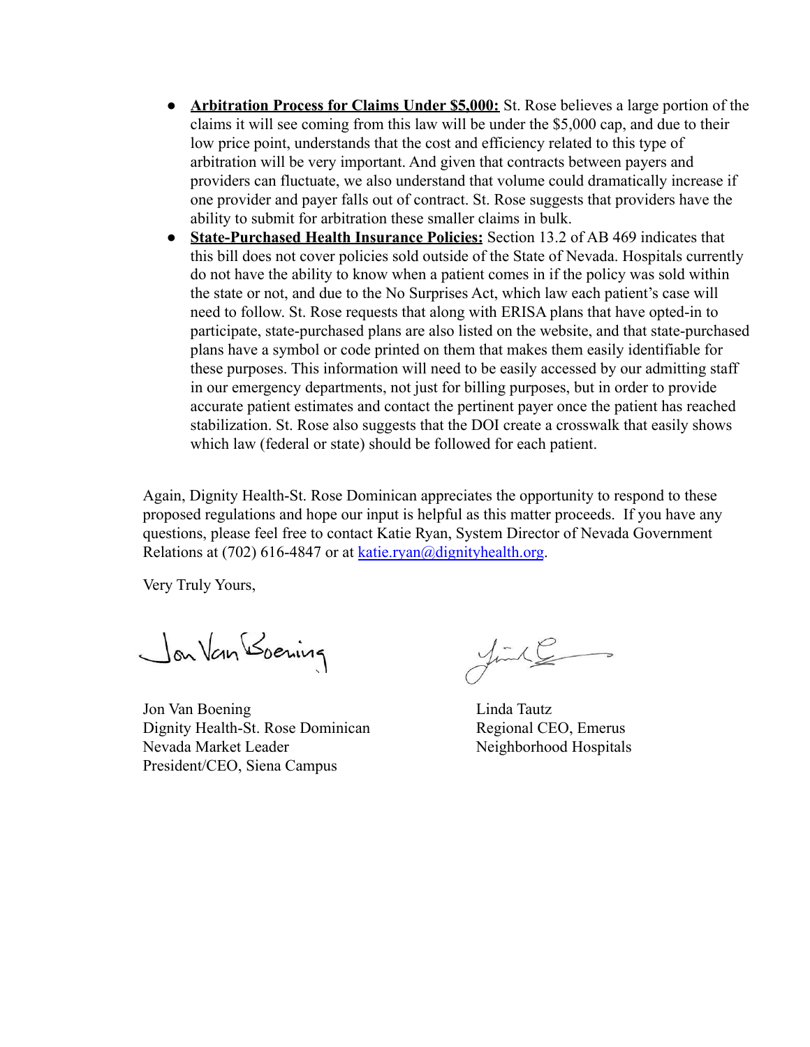- **Arbitration Process for Claims Under $5,000:** St. Rose believes a large portion of the claims it will see coming from this law will be under the $5,000 cap, and due to their low price point, understands that the cost and efficiency related to this type of arbitration will be very important. And given that contracts between payers and providers can fluctuate, we also understand that volume could dramatically increase if one provider and payer falls out of contract. St. Rose suggests that providers have the ability to submit for arbitration these smaller claims in bulk.
- **State-Purchased Health Insurance Policies:** Section 13.2 of AB 469 indicates that this bill does not cover policies sold outside of the State of Nevada. Hospitals currently do not have the ability to know when a patient comes in if the policy was sold within the state or not, and due to the No Surprises Act, which law each patient's case will need to follow. St. Rose requests that along with ERISA plans that have oped-in to participate, state-purchased plans are also listed on the website, and that state-purchased plans have a symbol or code printed on them that makes them easily identifiable for these purposes. This information will need to be easily accessed by our admitting staff in our emergency departments, not just for billing purposes, but in order to provide accurate patient estimates and contact the pertinent payer once the patient has reached stabilization. St. Rose also suggests that the DOI create a crosswalk that easily shows which law (federal or state) should be followed for each patient.

Again, Dignity Health-St. Rose Dominican appreciates the opportunity to respond to these proposed regulations and hope our input is helpful as this matter proceeds. If you have any questions, please feel free to contact Katie Ryan, System Director of Nevada Government Relations at (702) 616-4847 or at katie.ryan@dignityhealth.org.

Very Truly Yours,

Jon Van Boening
Dignity Health-St. Rose Dominican
Nevada Market Leader
President/CEO, Siena Campus

Linda Tautz
Regional CEO, Emerus
Neighborhood Hospitals